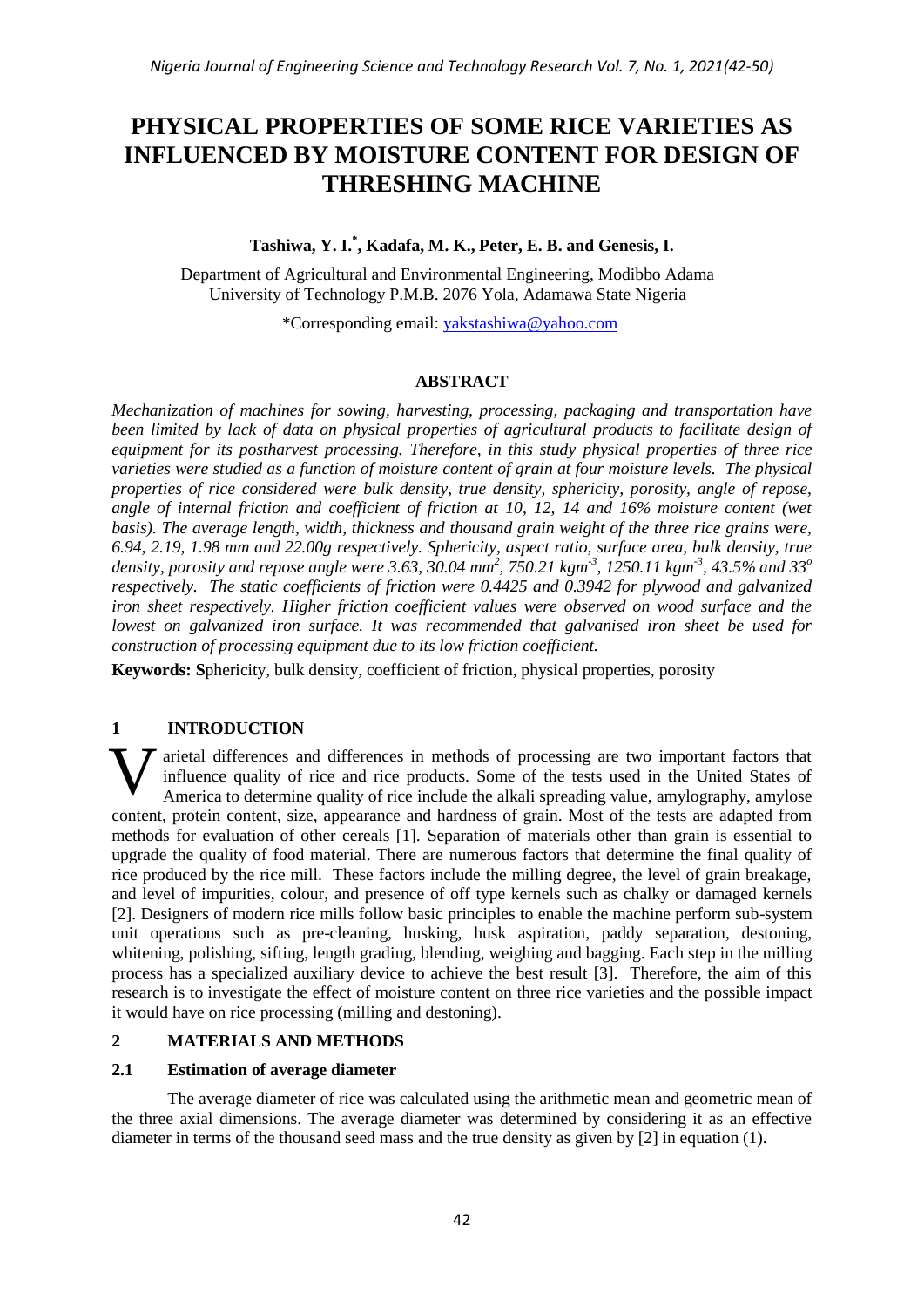# PHYSICAL PROPERTIES OF SOME RICE VARIETIES AS INFLUENCED BY MOISTURE CONTENT FOR DESIGN OF THRESHING MACHINE

**Tashiwa, Y. I.*, Kadafa, M. K., Peter, E. B. and Genesis, I.**

Department of Agricultural and Environmental Engineering, Modibbo Adama University of Technology P.M.B. 2076 Yola, Adamawa State Nigeria

*Corresponding email: yakstashiwa@yahoo.com

## ABSTRACT

*Mechanization of machines for sowing, harvesting, processing, packaging and transportation have been limited by lack of data on physical properties of agricultural products to facilitate design of equipment for its postharvest processing. Therefore, in this study physical properties of three rice varieties were studied as a function of moisture content of grain at four moisture levels. The physical properties of rice considered were bulk density, true density, sphericity, porosity, angle of repose, angle of internal friction and coefficient of friction at 10, 12, 14 and 16% moisture content (wet basis). The average length, width, thickness and thousand grain weight of the three rice grains were, 6.94, 2.19, 1.98 mm and 22.00g respectively. Sphericity, aspect ratio, surface area, bulk density, true density, porosity and repose angle were 3.63, 30.04 mm$^2$, 750.21 kgm$^{-3}$, 1250.11 kgm$^{-3}$, 43.5% and 33$^o$ respectively. The static coefficients of friction were 0.4425 and 0.3942 for plywood and galvanized iron sheet respectively. Higher friction coefficient values were observed on wood surface and the lowest on galvanized iron surface. It was recommended that galvanised iron sheet be used for construction of processing equipment due to its low friction coefficient.*

**Keywords: S**phericity, bulk density, coefficient of friction, physical properties, porosity

## 1 INTRODUCTION

Varietal differences and differences in methods of processing are two important factors that influence quality of rice and rice products. Some of the tests used in the United States of America to determine quality of rice include the alkali spreading value, amylography, amylose content, protein content, size, appearance and hardness of grain. Most of the tests are adapted from methods for evaluation of other cereals [1]. Separation of materials other than grain is essential to upgrade the quality of food material. There are numerous factors that determine the final quality of rice produced by the rice mill. These factors include the milling degree, the level of grain breakage, and level of impurities, colour, and presence of off type kernels such as chalky or damaged kernels [2]. Designers of modern rice mills follow basic principles to enable the machine perform sub-system unit operations such as pre-cleaning, husking, husk aspiration, paddy separation, destoning, whitening, polishing, sifting, length grading, blending, weighing and bagging. Each step in the milling process has a specialized auxiliary device to achieve the best result [3]. Therefore, the aim of this research is to investigate the effect of moisture content on three rice varieties and the possible impact it would have on rice processing (milling and destoning).

## 2 MATERIALS AND METHODS

### 2.1 Estimation of average diameter

The average diameter of rice was calculated using the arithmetic mean and geometric mean of the three axial dimensions. The average diameter was determined by considering it as an effective diameter in terms of the thousand seed mass and the true density as given by [2] in equation (1).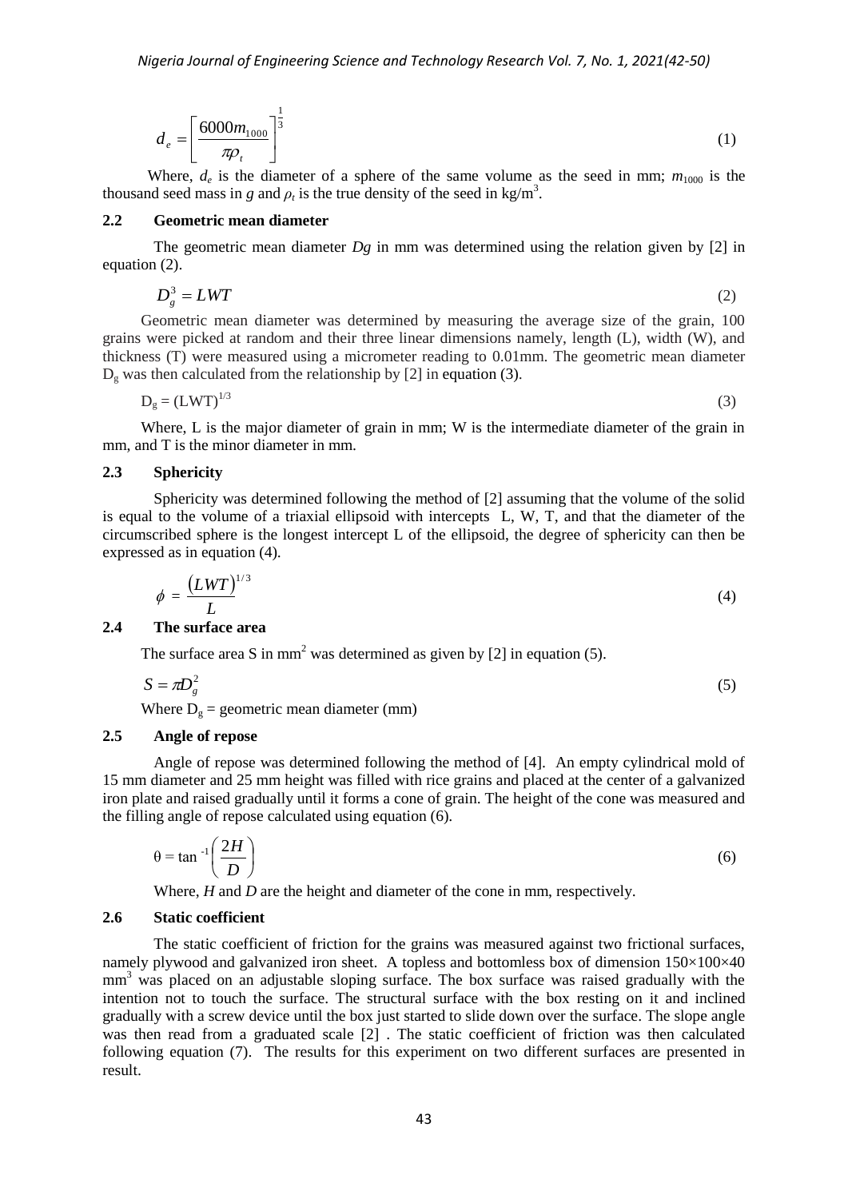$$d_e = \left[ \frac{6000 m_{1000}}{\pi \rho_t} \right]^{\frac{1}{3}} \quad (1)$$

Where, $d_e$ is the diameter of a sphere of the same volume as the seed in mm; $m_{1000}$ is the thousand seed mass in *g* and $\rho_t$ is the true density of the seed in kg/m$^3$.

## 2.2 Geometric mean diameter

The geometric mean diameter *Dg* in mm was determined using the relation given by [2] in equation (2).

$$D_g^3 = LWT \quad (2)$$

Geometric mean diameter was determined by measuring the average size of the grain, 100 grains were picked at random and their three linear dimensions namely, length (L), width (W), and thickness (T) were measured using a micrometer reading to 0.01mm. The geometric mean diameter $D_g$ was then calculated from the relationship by [2] in equation (3).

$$D_g = (LWT)^{1/3} \quad (3)$$

Where, L is the major diameter of grain in mm; W is the intermediate diameter of the grain in mm, and T is the minor diameter in mm.

## 2.3 Sphericity

Sphericity was determined following the method of [2] assuming that the volume of the solid is equal to the volume of a triaxial ellipsoid with intercepts L, W, T, and that the diameter of the circumscribed sphere is the longest intercept L of the ellipsoid, the degree of sphericity can then be expressed as in equation (4).

$$\phi = \frac{(LWT)^{1/3}}{L} \quad (4)$$

## 2.4 The surface area

The surface area S in mm$^2$ was determined as given by [2] in equation (5).

$$S = \pi D_g^2 \quad (5)$$

Where $D_g$ = geometric mean diameter (mm)

## 2.5 Angle of repose

Angle of repose was determined following the method of [4]. An empty cylindrical mold of 15 mm diameter and 25 mm height was filled with rice grains and placed at the center of a galvanized iron plate and raised gradually until it forms a cone of grain. The height of the cone was measured and the filling angle of repose calculated using equation (6).

$$\theta = \tan^{-1}\left( \frac{2H}{D} \right) \quad (6)$$

Where, *H* and *D* are the height and diameter of the cone in mm, respectively.

## 2.6 Static coefficient

The static coefficient of friction for the grains was measured against two frictional surfaces, namely plywood and galvanized iron sheet. A topless and bottomless box of dimension 150×100×40 mm$^3$ was placed on an adjustable sloping surface. The box surface was raised gradually with the intention not to touch the surface. The structural surface with the box resting on it and inclined gradually with a screw device until the box just started to slide down over the surface. The slope angle was then read from a graduated scale [2] . The static coefficient of friction was then calculated following equation (7). The results for this experiment on two different surfaces are presented in result.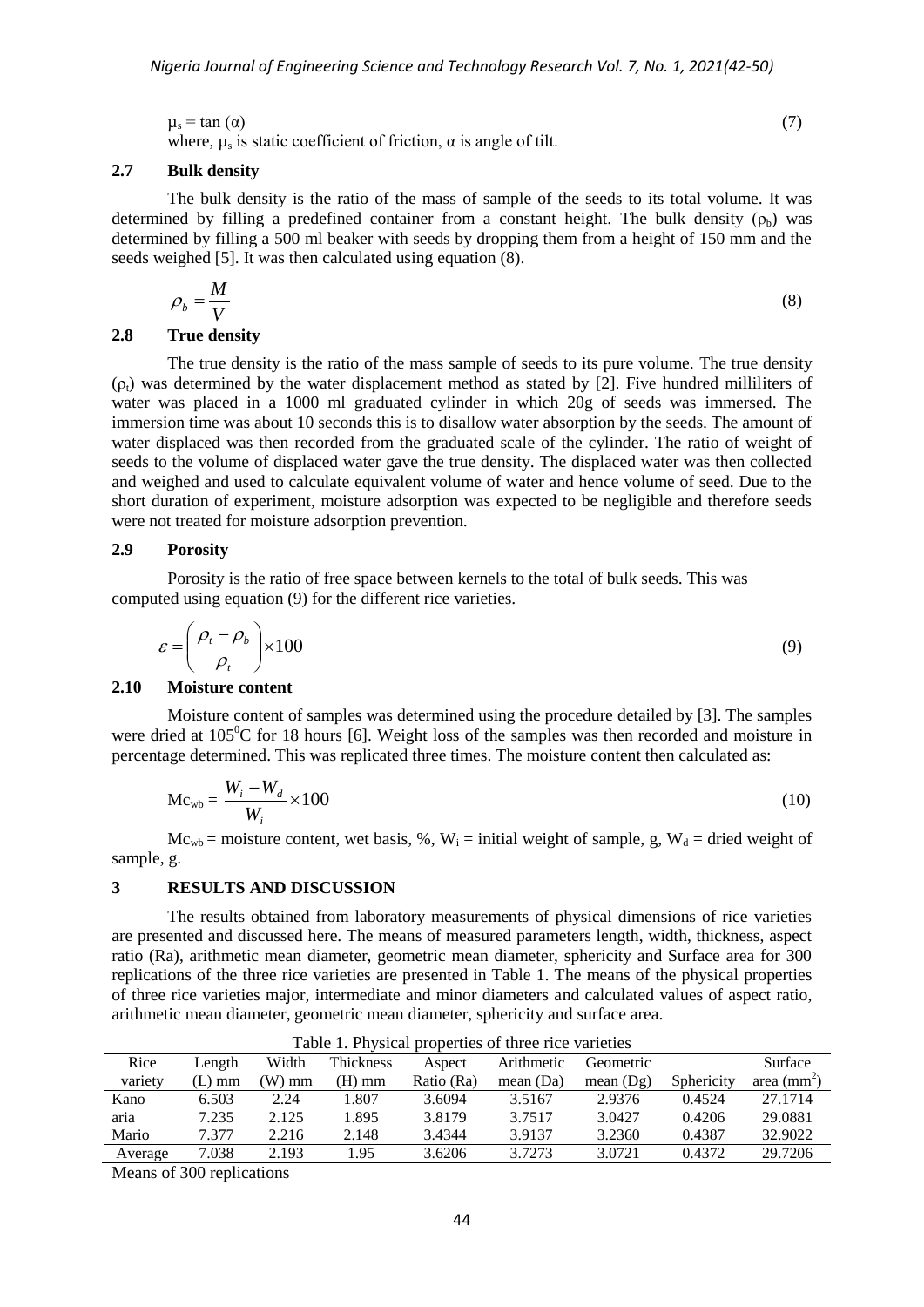$\mu_s = \tan(\alpha)$ (7)

where, $\mu_s$ is static coefficient of friction, $\alpha$ is angle of tilt.

## 2.7 Bulk density

The bulk density is the ratio of the mass of sample of the seeds to its total volume. It was determined by filling a predefined container from a constant height. The bulk density ($\rho_b$) was determined by filling a 500 ml beaker with seeds by dropping them from a height of 150 mm and the seeds weighed [5]. It was then calculated using equation (8).

$$\rho_b = \frac{M}{V} \tag{8}$$

## 2.8 True density

The true density is the ratio of the mass sample of seeds to its pure volume. The true density ($\rho_t$) was determined by the water displacement method as stated by [2]. Five hundred milliliters of water was placed in a 1000 ml graduated cylinder in which 20g of seeds was immersed. The immersion time was about 10 seconds this is to disallow water absorption by the seeds. The amount of water displaced was then recorded from the graduated scale of the cylinder. The ratio of weight of seeds to the volume of displaced water gave the true density. The displaced water was then collected and weighed and used to calculate equivalent volume of water and hence volume of seed. Due to the short duration of experiment, moisture adsorption was expected to be negligible and therefore seeds were not treated for moisture adsorption prevention.

## 2.9 Porosity

Porosity is the ratio of free space between kernels to the total of bulk seeds. This was computed using equation (9) for the different rice varieties.

$$\varepsilon = \left( \frac{\rho_t - \rho_b}{\rho_t} \right) \times 100 \tag{9}$$

## 2.10 Moisture content

Moisture content of samples was determined using the procedure detailed by [3]. The samples were dried at $105^0$C for 18 hours [6]. Weight loss of the samples was then recorded and moisture in percentage determined. This was replicated three times. The moisture content then calculated as:

$$Mc_{wb} = \frac{W_i - W_d}{W_i} \times 100 \tag{10}$$

$Mc_{wb}$ = moisture content, wet basis, %, $W_i$ = initial weight of sample, g, $W_d$ = dried weight of sample, g.

# 3 RESULTS AND DISCUSSION

The results obtained from laboratory measurements of physical dimensions of rice varieties are presented and discussed here. The means of measured parameters length, width, thickness, aspect ratio (Ra), arithmetic mean diameter, geometric mean diameter, sphericity and Surface area for 300 replications of the three rice varieties are presented in Table 1. The means of the physical properties of three rice varieties major, intermediate and minor diameters and calculated values of aspect ratio, arithmetic mean diameter, geometric mean diameter, sphericity and surface area.

Table 1. Physical properties of three rice varieties

| Rice variety | Length (L) mm | Width (W) mm | Thickness (H) mm | Aspect Ratio (Ra) | Arithmetic mean (Da) | Geometric mean (Dg) | Sphericity | Surface area ($mm^2$) |
|---|---|---|---|---|---|---|---|---|
| Kano | 6.503 | 2.24 | 1.807 | 3.6094 | 3.5167 | 2.9376 | 0.4524 | 27.1714 |
| aria | 7.235 | 2.125 | 1.895 | 3.8179 | 3.7517 | 3.0427 | 0.4206 | 29.0881 |
| Mario | 7.377 | 2.216 | 2.148 | 3.4344 | 3.9137 | 3.2360 | 0.4387 | 32.9022 |
| Average | 7.038 | 2.193 | 1.95 | 3.6206 | 3.7273 | 3.0721 | 0.4372 | 29.7206 |

Means of 300 replications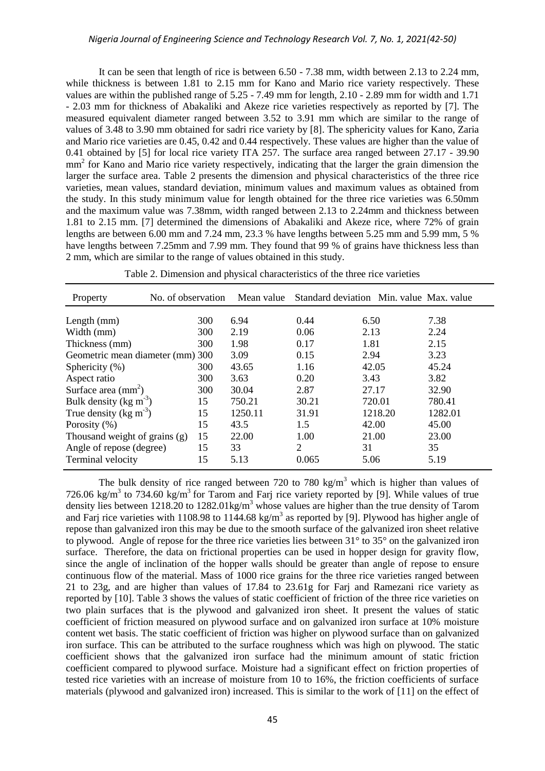It can be seen that length of rice is between 6.50 - 7.38 mm, width between 2.13 to 2.24 mm, while thickness is between 1.81 to 2.15 mm for Kano and Mario rice variety respectively. These values are within the published range of 5.25 - 7.49 mm for length, 2.10 - 2.89 mm for width and 1.71 - 2.03 mm for thickness of Abakaliki and Akeze rice varieties respectively as reported by [7]. The measured equivalent diameter ranged between 3.52 to 3.91 mm which are similar to the range of values of 3.48 to 3.90 mm obtained for sadri rice variety by [8]. The sphericity values for Kano, Zaria and Mario rice varieties are 0.45, 0.42 and 0.44 respectively. These values are higher than the value of 0.41 obtained by [5] for local rice variety ITA 257. The surface area ranged between 27.17 - 39.90 mm$^2$ for Kano and Mario rice variety respectively, indicating that the larger the grain dimension the larger the surface area. Table 2 presents the dimension and physical characteristics of the three rice varieties, mean values, standard deviation, minimum values and maximum values as obtained from the study. In this study minimum value for length obtained for the three rice varieties was 6.50mm and the maximum value was 7.38mm, width ranged between 2.13 to 2.24mm and thickness between 1.81 to 2.15 mm. [7] determined the dimensions of Abakaliki and Akeze rice, where 72% of grain lengths are between 6.00 mm and 7.24 mm, 23.3 % have lengths between 5.25 mm and 5.99 mm, 5 % have lengths between 7.25mm and 7.99 mm. They found that 99 % of grains have thickness less than 2 mm, which are similar to the range of values obtained in this study.

Table 2. Dimension and physical characteristics of the three rice varieties

| Property | No. of observation | Mean value | Standard deviation | Min. value | Max. value |
|---|---|---|---|---|---|
| Length (mm) | 300 | 6.94 | 0.44 | 6.50 | 7.38 |
| Width (mm) | 300 | 2.19 | 0.06 | 2.13 | 2.24 |
| Thickness (mm) | 300 | 1.98 | 0.17 | 1.81 | 2.15 |
| Geometric mean diameter (mm) | 300 | 3.09 | 0.15 | 2.94 | 3.23 |
| Sphericity (%) | 300 | 43.65 | 1.16 | 42.05 | 45.24 |
| Aspect ratio | 300 | 3.63 | 0.20 | 3.43 | 3.82 |
| Surface area (mm$^2$) | 300 | 30.04 | 2.87 | 27.17 | 32.90 |
| Bulk density (kg m$^{-3}$) | 15 | 750.21 | 30.21 | 720.01 | 780.41 |
| True density (kg m$^{-3}$) | 15 | 1250.11 | 31.91 | 1218.20 | 1282.01 |
| Porosity (%) | 15 | 43.5 | 1.5 | 42.00 | 45.00 |
| Thousand weight of grains (g) | 15 | 22.00 | 1.00 | 21.00 | 23.00 |
| Angle of repose (degree) | 15 | 33 | 2 | 31 | 35 |
| Terminal velocity | 15 | 5.13 | 0.065 | 5.06 | 5.19 |

The bulk density of rice ranged between 720 to 780 kg/m$^3$ which is higher than values of 726.06 kg/m$^3$ to 734.60 kg/m$^3$ for Tarom and Farj rice variety reported by [9]. While values of true density lies between 1218.20 to 1282.01kg/m$^3$ whose values are higher than the true density of Tarom and Farj rice varieties with 1108.98 to 1144.68 kg/m$^3$ as reported by [9]. Plywood has higher angle of repose than galvanized iron this may be due to the smooth surface of the galvanized iron sheet relative to plywood. Angle of repose for the three rice varieties lies between 31° to 35° on the galvanized iron surface. Therefore, the data on frictional properties can be used in hopper design for gravity flow, since the angle of inclination of the hopper walls should be greater than angle of repose to ensure continuous flow of the material. Mass of 1000 rice grains for the three rice varieties ranged between 21 to 23g, and are higher than values of 17.84 to 23.61g for Farj and Ramezani rice variety as reported by [10]. Table 3 shows the values of static coefficient of friction of the three rice varieties on two plain surfaces that is the plywood and galvanized iron sheet. It present the values of static coefficient of friction measured on plywood surface and on galvanized iron surface at 10% moisture content wet basis. The static coefficient of friction was higher on plywood surface than on galvanized iron surface. This can be attributed to the surface roughness which was high on plywood. The static coefficient shows that the galvanized iron surface had the minimum amount of static friction coefficient compared to plywood surface. Moisture had a significant effect on friction properties of tested rice varieties with an increase of moisture from 10 to 16%, the friction coefficients of surface materials (plywood and galvanized iron) increased. This is similar to the work of [11] on the effect of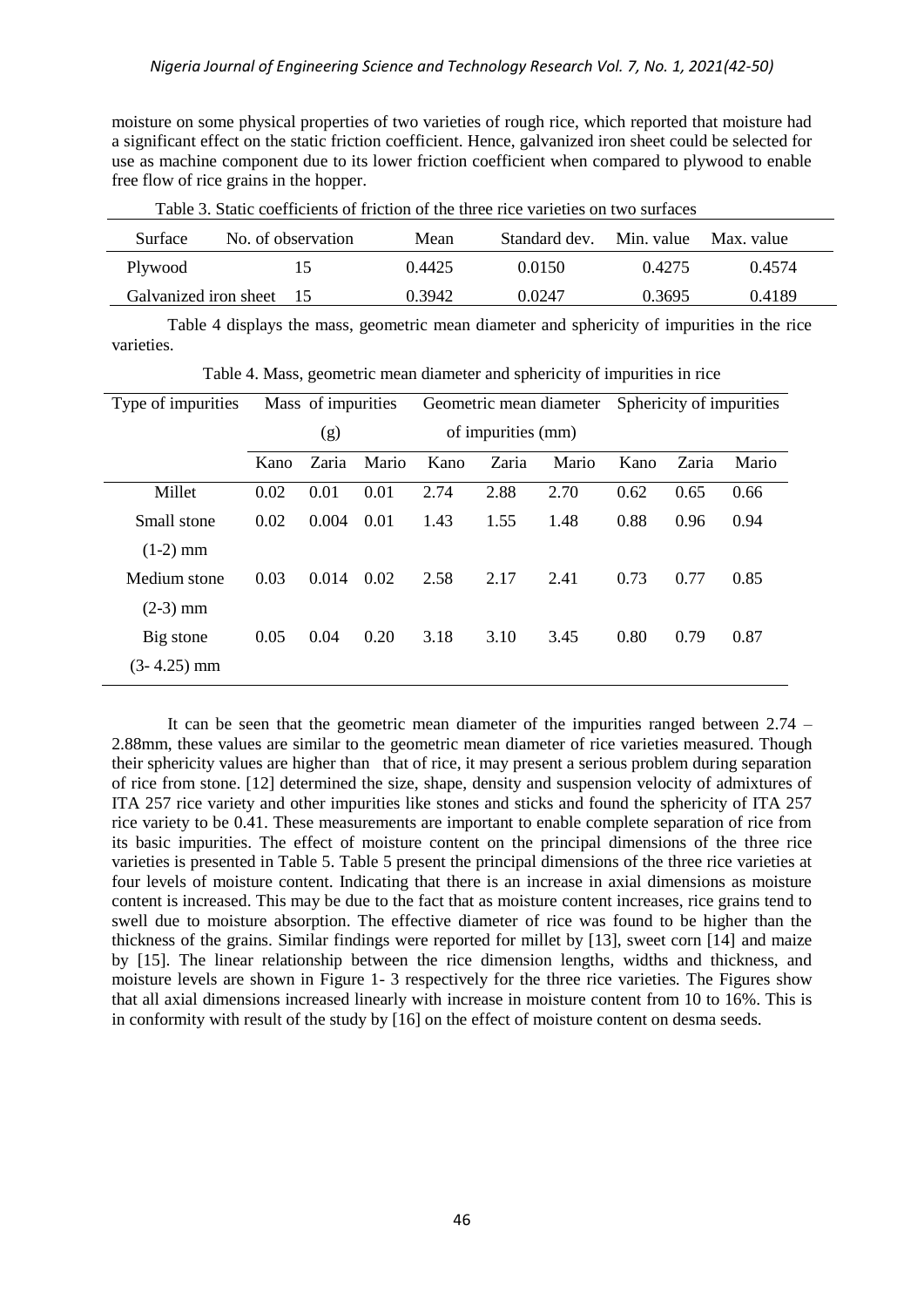moisture on some physical properties of two varieties of rough rice, which reported that moisture had a significant effect on the static friction coefficient. Hence, galvanized iron sheet could be selected for use as machine component due to its lower friction coefficient when compared to plywood to enable free flow of rice grains in the hopper.

Table 3. Static coefficients of friction of the three rice varieties on two surfaces

| Surface | No. of observation | Mean | Standard dev. | Min. value | Max. value |
|---|---|---|---|---|---|
| Plywood | 15 | 0.4425 | 0.0150 | 0.4275 | 0.4574 |
| Galvanized iron sheet | 15 | 0.3942 | 0.0247 | 0.3695 | 0.4189 |

Table 4 displays the mass, geometric mean diameter and sphericity of impurities in the rice varieties.

Table 4. Mass, geometric mean diameter and sphericity of impurities in rice

| Type of impurities | Mass of impurities (g) | | | Geometric mean diameter of impurities (mm) | | | Sphericity of impurities | | |
|---|---|---|---|---|---|---|---|---|---|
| | Kano | Zaria | Mario | Kano | Zaria | Mario | Kano | Zaria | Mario |
| Millet | 0.02 | 0.01 | 0.01 | 2.74 | 2.88 | 2.70 | 0.62 | 0.65 | 0.66 |
| Small stone (1-2) mm | 0.02 | 0.004 | 0.01 | 1.43 | 1.55 | 1.48 | 0.88 | 0.96 | 0.94 |
| Medium stone (2-3) mm | 0.03 | 0.014 | 0.02 | 2.58 | 2.17 | 2.41 | 0.73 | 0.77 | 0.85 |
| Big stone (3- 4.25) mm | 0.05 | 0.04 | 0.20 | 3.18 | 3.10 | 3.45 | 0.80 | 0.79 | 0.87 |

It can be seen that the geometric mean diameter of the impurities ranged between 2.74 – 2.88mm, these values are similar to the geometric mean diameter of rice varieties measured. Though their sphericity values are higher than that of rice, it may present a serious problem during separation of rice from stone. [12] determined the size, shape, density and suspension velocity of admixtures of ITA 257 rice variety and other impurities like stones and sticks and found the sphericity of ITA 257 rice variety to be 0.41. These measurements are important to enable complete separation of rice from its basic impurities. The effect of moisture content on the principal dimensions of the three rice varieties is presented in Table 5. Table 5 present the principal dimensions of the three rice varieties at four levels of moisture content. Indicating that there is an increase in axial dimensions as moisture content is increased. This may be due to the fact that as moisture content increases, rice grains tend to swell due to moisture absorption. The effective diameter of rice was found to be higher than the thickness of the grains. Similar findings were reported for millet by [13], sweet corn [14] and maize by [15]. The linear relationship between the rice dimension lengths, widths and thickness, and moisture levels are shown in Figure 1- 3 respectively for the three rice varieties. The Figures show that all axial dimensions increased linearly with increase in moisture content from 10 to 16%. This is in conformity with result of the study by [16] on the effect of moisture content on desma seeds.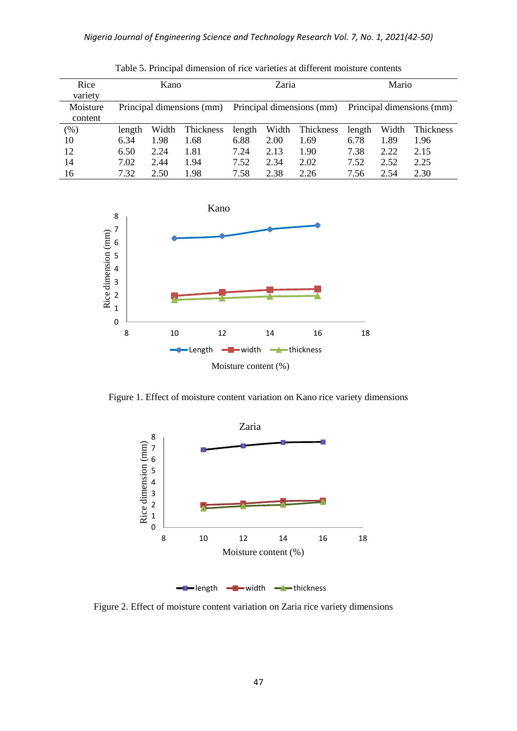Table 5. Principal dimension of rice varieties at different moisture contents

| Rice variety | Kano | | | Zaria | | | Mario | | |
|---|---|---|---|---|---|---|---|---|---|
| Moisture content | Principal dimensions (mm) | | | Principal dimensions (mm) | | | Principal dimensions (mm) | | |
| (%) | length | Width | Thickness | length | Width | Thickness | length | Width | Thickness |
| 10 | 6.34 | 1.98 | 1.68 | 6.88 | 2.00 | 1.69 | 6.78 | 1.89 | 1.96 |
| 12 | 6.50 | 2.24 | 1.81 | 7.24 | 2.13 | 1.90 | 7.38 | 2.22 | 2.15 |
| 14 | 7.02 | 2.44 | 1.94 | 7.52 | 2.34 | 2.02 | 7.52 | 2.52 | 2.25 |
| 16 | 7.32 | 2.50 | 1.98 | 7.58 | 2.38 | 2.26 | 7.56 | 2.54 | 2.30 |

Figure 1. Effect of moisture content variation on Kano rice variety dimensions

Figure 2. Effect of moisture content variation on Zaria rice variety dimensions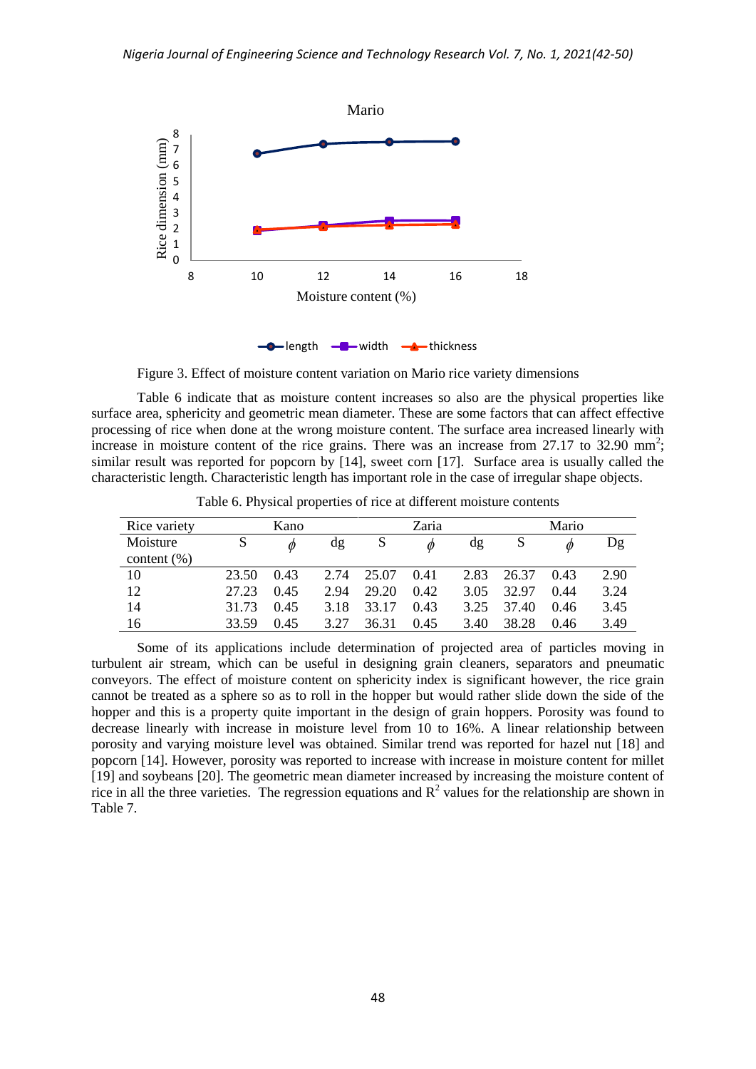Figure 3. Effect of moisture content variation on Mario rice variety dimensions

Table 6 indicate that as moisture content increases so also are the physical properties like surface area, sphericity and geometric mean diameter. These are some factors that can affect effective processing of rice when done at the wrong moisture content. The surface area increased linearly with increase in moisture content of the rice grains. There was an increase from 27.17 to 32.90 $mm^2$; similar result was reported for popcorn by [14], sweet corn [17]. Surface area is usually called the characteristic length. Characteristic length has important role in the case of irregular shape objects.

Table 6. Physical properties of rice at different moisture contents

| Rice variety | Kano | | | Zaria | | | Mario | | |
|---|---|---|---|---|---|---|---|---|---|
| Moisture content (%) | S | $\phi$ | dg | S | $\phi$ | dg | S | $\phi$ | Dg |
| 10 | 23.50 | 0.43 | 2.74 | 25.07 | 0.41 | 2.83 | 26.37 | 0.43 | 2.90 |
| 12 | 27.23 | 0.45 | 2.94 | 29.20 | 0.42 | 3.05 | 32.97 | 0.44 | 3.24 |
| 14 | 31.73 | 0.45 | 3.18 | 33.17 | 0.43 | 3.25 | 37.40 | 0.46 | 3.45 |
| 16 | 33.59 | 0.45 | 3.27 | 36.31 | 0.45 | 3.40 | 38.28 | 0.46 | 3.49 |

Some of its applications include determination of projected area of particles moving in turbulent air stream, which can be useful in designing grain cleaners, separators and pneumatic conveyors. The effect of moisture content on sphericity index is significant however, the rice grain cannot be treated as a sphere so as to roll in the hopper but would rather slide down the side of the hopper and this is a property quite important in the design of grain hoppers. Porosity was found to decrease linearly with increase in moisture level from 10 to 16%. A linear relationship between porosity and varying moisture level was obtained. Similar trend was reported for hazel nut [18] and popcorn [14]. However, porosity was reported to increase with increase in moisture content for millet [19] and soybeans [20]. The geometric mean diameter increased by increasing the moisture content of rice in all the three varieties. The regression equations and $R^2$ values for the relationship are shown in Table 7.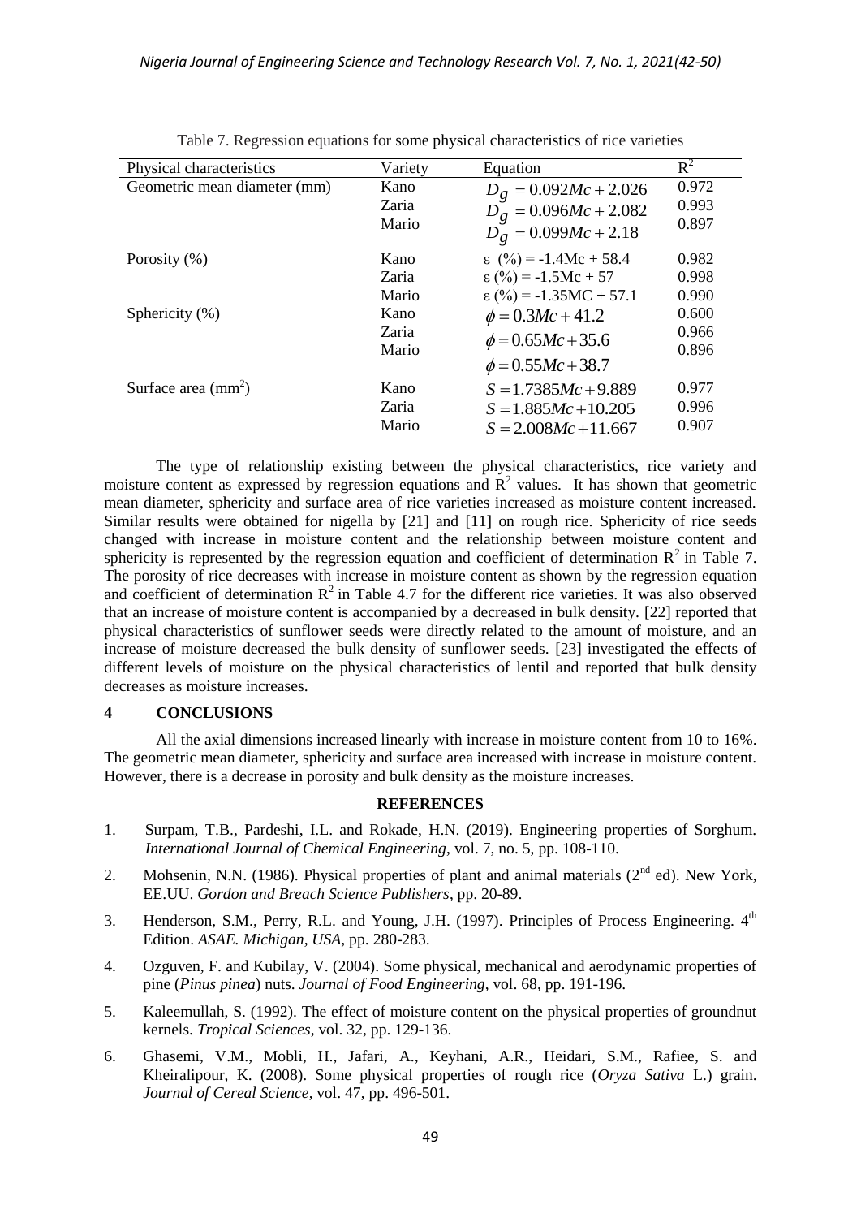Table 7. Regression equations for some physical characteristics of rice varieties

| Physical characteristics | Variety | Equation | $R^2$ |
|---|---|---|---|
| Geometric mean diameter (mm) | Kano | $D_g = 0.092Mc + 2.026$ | 0.972 |
| | Zaria | $D_g = 0.096Mc + 2.082$ | 0.993 |
| | Mario | $D_g = 0.099Mc + 2.18$ | 0.897 |
| Porosity (%) | Kano | $\varepsilon$ (%) = -1.4Mc + 58.4 | 0.982 |
| | Zaria | $\varepsilon$ (%) = -1.5Mc + 57 | 0.998 |
| | Mario | $\varepsilon$ (%) = -1.35MC + 57.1 | 0.990 |
| Sphericity (%) | Kano | $\phi = 0.3Mc + 41.2$ | 0.600 |
| | Zaria | $\phi = 0.65Mc + 35.6$ | 0.966 |
| | Mario | $\phi = 0.55Mc + 38.7$ | 0.896 |
| Surface area ($mm^2$) | Kano | $S = 1.7385Mc + 9.889$ | 0.977 |
| | Zaria | $S = 1.885Mc + 10.205$ | 0.996 |
| | Mario | $S = 2.008Mc + 11.667$ | 0.907 |

The type of relationship existing between the physical characteristics, rice variety and moisture content as expressed by regression equations and $R^2$ values. It has shown that geometric mean diameter, sphericity and surface area of rice varieties increased as moisture content increased. Similar results were obtained for nigella by [21] and [11] on rough rice. Sphericity of rice seeds changed with increase in moisture content and the relationship between moisture content and sphericity is represented by the regression equation and coefficient of determination $R^2$ in Table 7. The porosity of rice decreases with increase in moisture content as shown by the regression equation and coefficient of determination $R^2$ in Table 4.7 for the different rice varieties. It was also observed that an increase of moisture content is accompanied by a decreased in bulk density. [22] reported that physical characteristics of sunflower seeds were directly related to the amount of moisture, and an increase of moisture decreased the bulk density of sunflower seeds. [23] investigated the effects of different levels of moisture on the physical characteristics of lentil and reported that bulk density decreases as moisture increases.

## 4 CONCLUSIONS

All the axial dimensions increased linearly with increase in moisture content from 10 to 16%. The geometric mean diameter, sphericity and surface area increased with increase in moisture content. However, there is a decrease in porosity and bulk density as the moisture increases.

## REFERENCES

1. Surpam, T.B., Pardeshi, I.L. and Rokade, H.N. (2019). Engineering properties of Sorghum. *International Journal of Chemical Engineering*, vol. 7, no. 5, pp. 108-110.
2. Mohsenin, N.N. (1986). Physical properties of plant and animal materials ($2^{nd}$ ed). New York, EE.UU. *Gordon and Breach Science Publishers*, pp. 20-89.
3. Henderson, S.M., Perry, R.L. and Young, J.H. (1997). Principles of Process Engineering. $4^{th}$ Edition. *ASAE. Michigan, USA*, pp. 280-283.
4. Ozguven, F. and Kubilay, V. (2004). Some physical, mechanical and aerodynamic properties of pine (*Pinus pinea*) nuts. *Journal of Food Engineering*, vol. 68, pp. 191-196.
5. Kaleemullah, S. (1992). The effect of moisture content on the physical properties of groundnut kernels. *Tropical Sciences*, vol. 32, pp. 129-136.
6. Ghasemi, V.M., Mobli, H., Jafari, A., Keyhani, A.R., Heidari, S.M., Rafiee, S. and Kheiralipour, K. (2008). Some physical properties of rough rice (*Oryza Sativa* L.) grain. *Journal of Cereal Science*, vol. 47, pp. 496-501.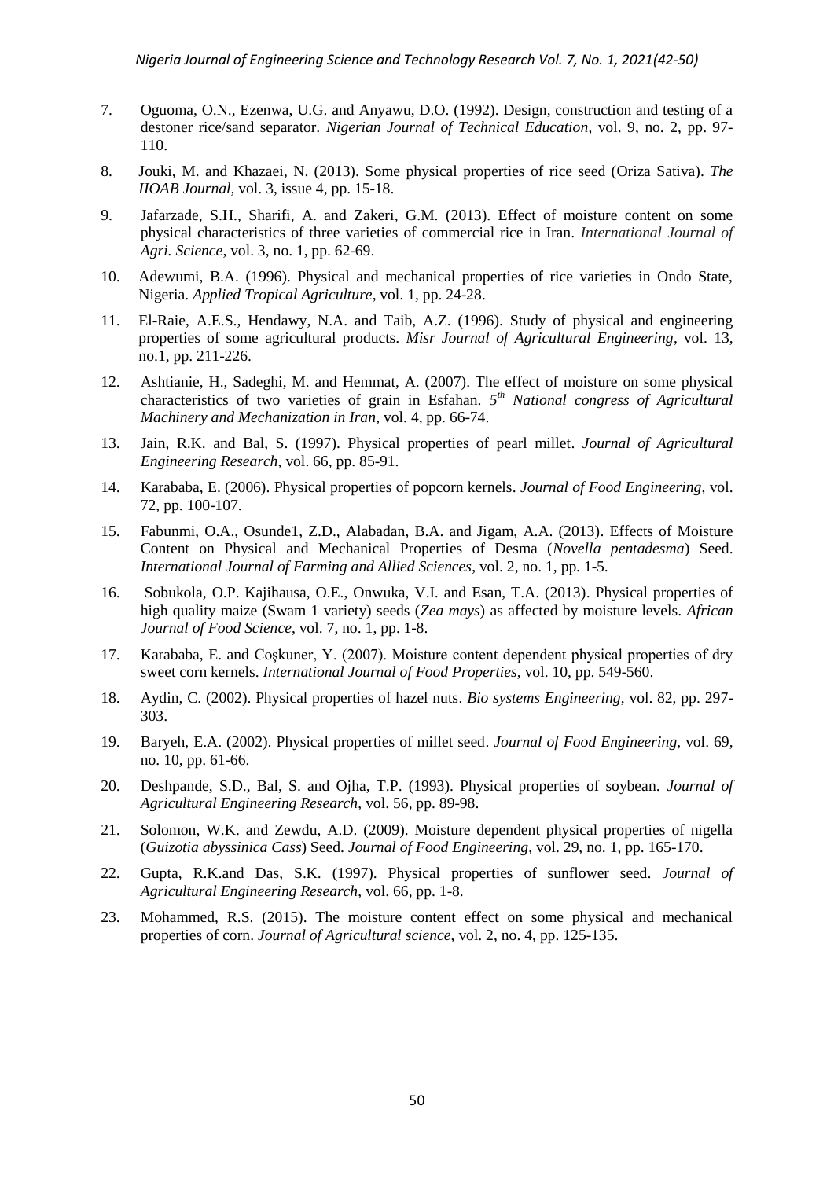7. Oguoma, O.N., Ezenwa, U.G. and Anyawu, D.O. (1992). Design, construction and testing of a destoner rice/sand separator. *Nigerian Journal of Technical Education*, vol. 9, no. 2, pp. 97-110.

8. Jouki, M. and Khazaei, N. (2013). Some physical properties of rice seed (Oriza Sativa). *The IIOAB Journal*, vol. 3, issue 4, pp. 15-18.

9. Jafarzade, S.H., Sharifi, A. and Zakeri, G.M. (2013). Effect of moisture content on some physical characteristics of three varieties of commercial rice in Iran. *International Journal of Agri. Science*, vol. 3, no. 1, pp. 62-69.

10. Adewumi, B.A. (1996). Physical and mechanical properties of rice varieties in Ondo State, Nigeria. *Applied Tropical Agriculture*, vol. 1, pp. 24-28.

11. El-Raie, A.E.S., Hendawy, N.A. and Taib, A.Z. (1996). Study of physical and engineering properties of some agricultural products. *Misr Journal of Agricultural Engineering*, vol. 13, no.1, pp. 211-226.

12. Ashtianie, H., Sadeghi, M. and Hemmat, A. (2007). The effect of moisture on some physical characteristics of two varieties of grain in Esfahan. *5th National congress of Agricultural Machinery and Mechanization in Iran*, vol. 4, pp. 66-74.

13. Jain, R.K. and Bal, S. (1997). Physical properties of pearl millet. *Journal of Agricultural Engineering Research*, vol. 66, pp. 85-91.

14. Karababa, E. (2006). Physical properties of popcorn kernels. *Journal of Food Engineering*, vol. 72, pp. 100-107.

15. Fabunmi, O.A., Osunde1, Z.D., Alabadan, B.A. and Jigam, A.A. (2013). Effects of Moisture Content on Physical and Mechanical Properties of Desma (*Novella pentadesma*) Seed. *International Journal of Farming and Allied Sciences*, vol. 2, no. 1, pp. 1-5.

16. Sobukola, O.P. Kajihausa, O.E., Onwuka, V.I. and Esan, T.A. (2013). Physical properties of high quality maize (Swam 1 variety) seeds (*Zea mays*) as affected by moisture levels. *African Journal of Food Science*, vol. 7, no. 1, pp. 1-8.

17. Karababa, E. and Coşkuner, Y. (2007). Moisture content dependent physical properties of dry sweet corn kernels. *International Journal of Food Properties*, vol. 10, pp. 549-560.

18. Aydin, C. (2002). Physical properties of hazel nuts. *Bio systems Engineering*, vol. 82, pp. 297-303.

19. Baryeh, E.A. (2002). Physical properties of millet seed. *Journal of Food Engineering*, vol. 69, no. 10, pp. 61-66.

20. Deshpande, S.D., Bal, S. and Ojha, T.P. (1993). Physical properties of soybean. *Journal of Agricultural Engineering Research*, vol. 56, pp. 89-98.

21. Solomon, W.K. and Zewdu, A.D. (2009). Moisture dependent physical properties of nigella (*Guizotia abyssinica Cass*) Seed. *Journal of Food Engineering*, vol. 29, no. 1, pp. 165-170.

22. Gupta, R.K.and Das, S.K. (1997). Physical properties of sunflower seed. *Journal of Agricultural Engineering Research*, vol. 66, pp. 1-8.

23. Mohammed, R.S. (2015). The moisture content effect on some physical and mechanical properties of corn. *Journal of Agricultural science*, vol. 2, no. 4, pp. 125-135.